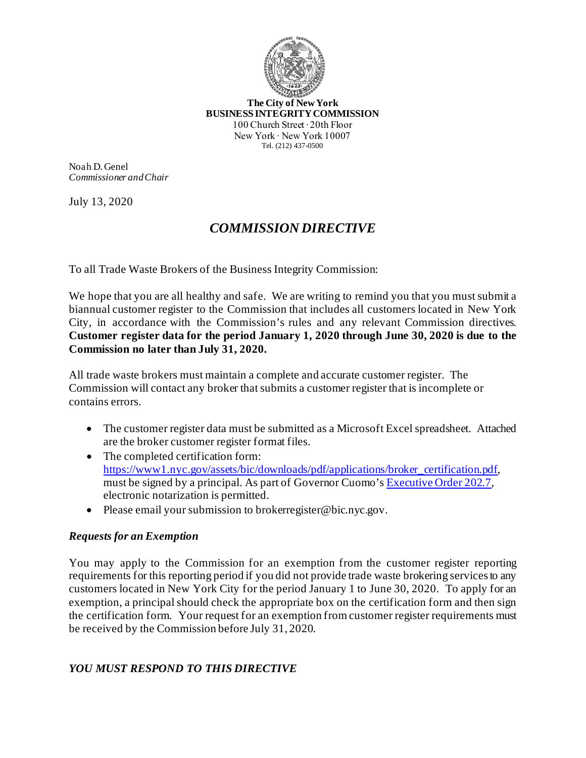**The City of New York**
**BUSINESS INTEGRITY COMMISSION**
100 Church Street · 20th Floor
New York · New York 10007
Tel. (212) 437-0500

Noah D. Genel
*Commissioner and Chair*

July 13, 2020

# *COMMISSION DIRECTIVE*

To all Trade Waste Brokers of the Business Integrity Commission:

We hope that you are all healthy and safe. We are writing to remind you that you must submit a biannual customer register to the Commission that includes all customers located in New York City, in accordance with the Commission's rules and any relevant Commission directives. **Customer register data for the period January 1, 2020 through June 30, 2020 is due to the Commission no later than July 31, 2020.**

All trade waste brokers must maintain a complete and accurate customer register. The Commission will contact any broker that submits a customer register that is incomplete or contains errors.

- The customer register data must be submitted as a Microsoft Excel spreadsheet. Attached are the broker customer register format files.
- The completed certification form: https://www1.nyc.gov/assets/bic/downloads/pdf/applications/broker_certification.pdf, must be signed by a principal. As part of Governor Cuomo's Executive Order 202.7, electronic notarization is permitted.
- Please email your submission to brokerregister@bic.nyc.gov.

### *Requests for an Exemption*

You may apply to the Commission for an exemption from the customer register reporting requirements for this reporting period if you did not provide trade waste brokering services to any customers located in New York City for the period January 1 to June 30, 2020. To apply for an exemption, a principal should check the appropriate box on the certification form and then sign the certification form. Your request for an exemption from customer register requirements must be received by the Commission before July 31, 2020.

***YOU MUST RESPOND TO THIS DIRECTIVE***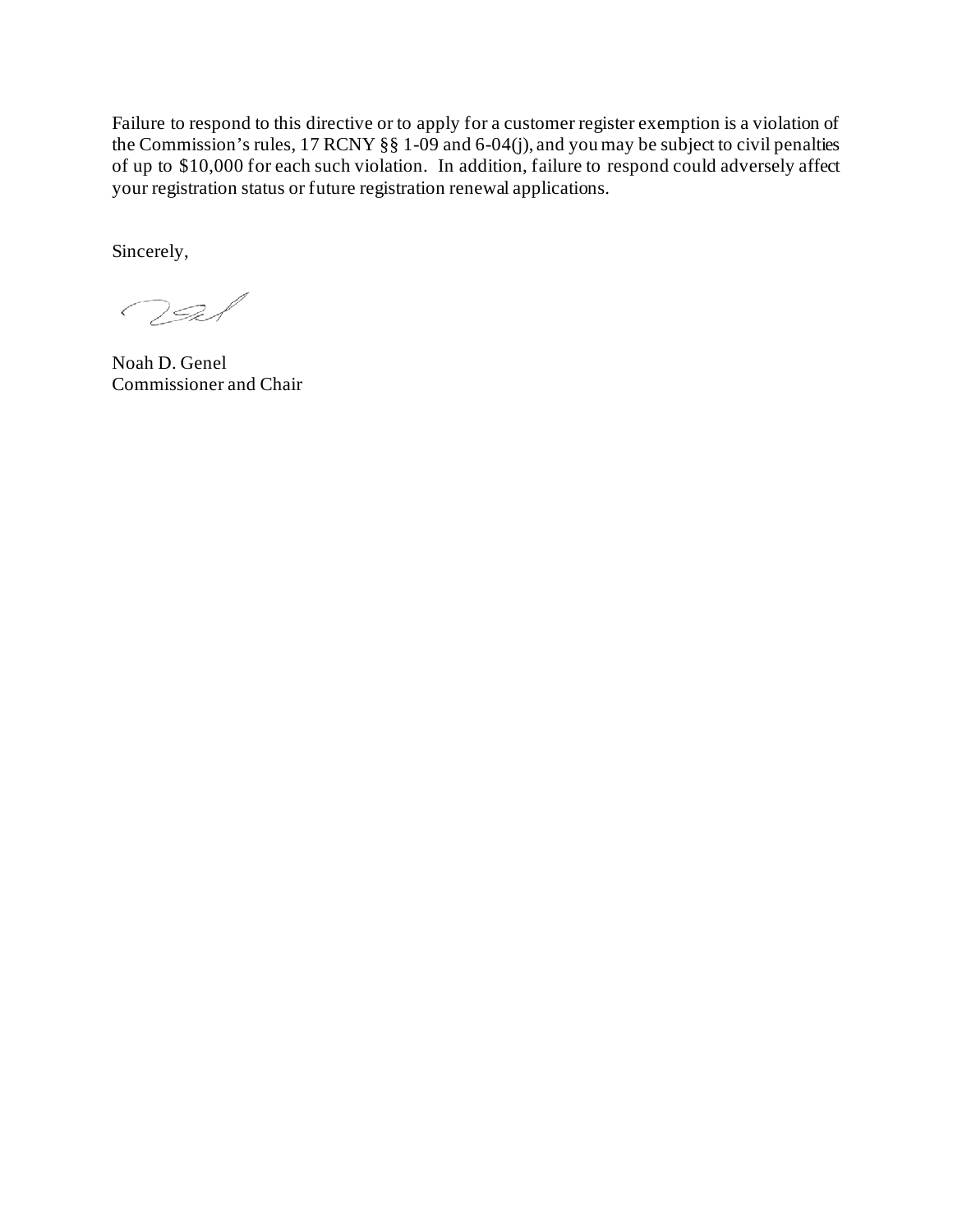Failure to respond to this directive or to apply for a customer register exemption is a violation of the Commission's rules, 17 RCNY §§ 1-09 and 6-04(j), and you may be subject to civil penalties of up to $10,000 for each such violation. In addition, failure to respond could adversely affect your registration status or future registration renewal applications.

Sincerely,

Noah D. Genel
Commissioner and Chair